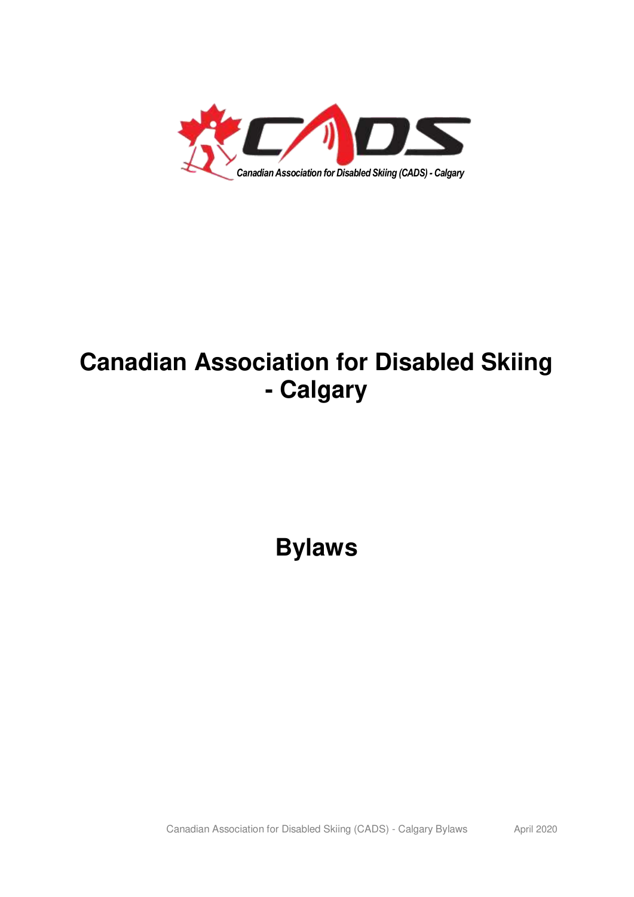Canadian Association for Disabled Skiing (CADS) - Calgary

# Canadian Association for Disabled Skiing - Calgary

# Bylaws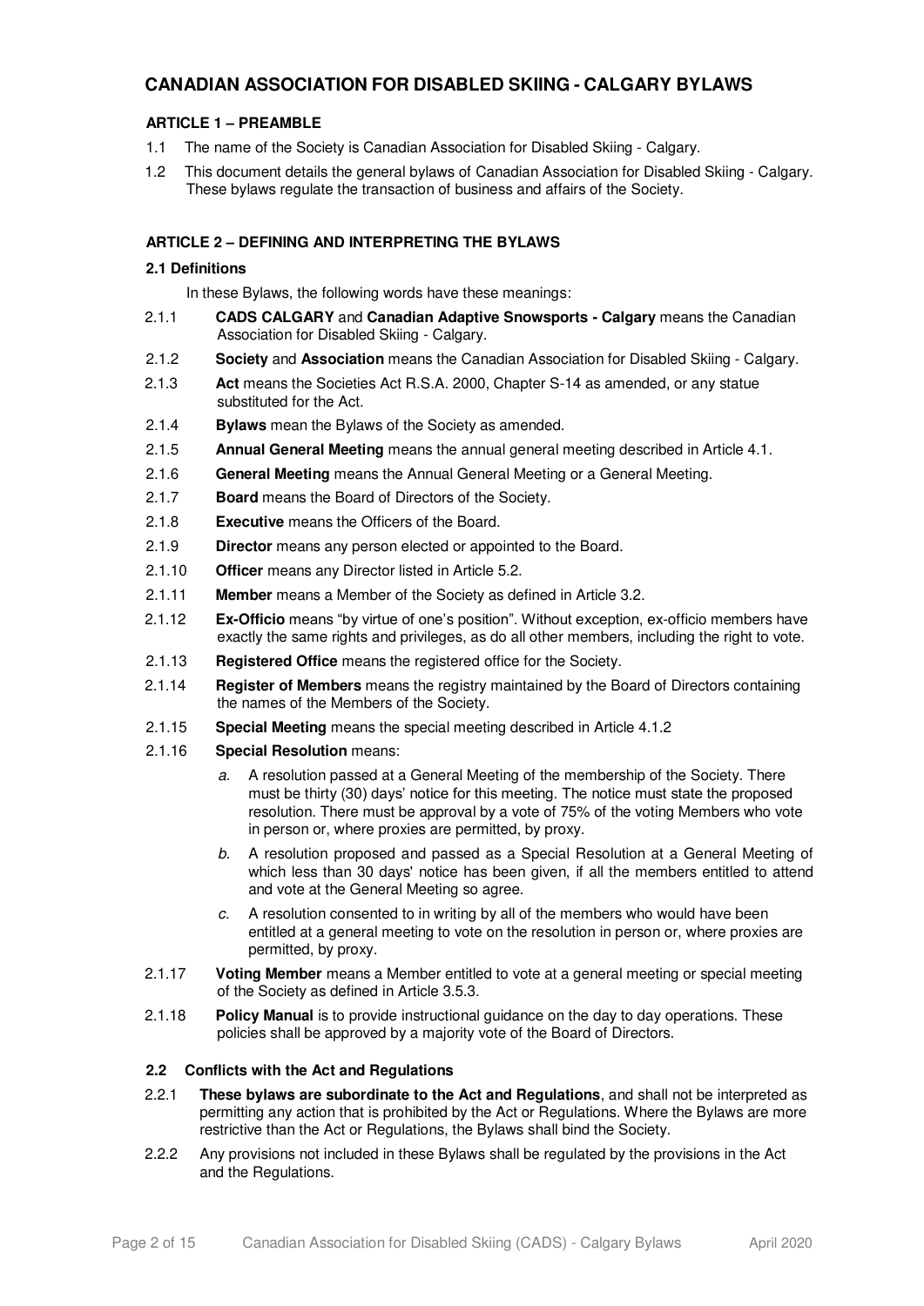# CANADIAN ASSOCIATION FOR DISABLED SKIING - CALGARY BYLAWS

## ARTICLE 1 – PREAMBLE

1.1 The name of the Society is Canadian Association for Disabled Skiing - Calgary.

1.2 This document details the general bylaws of Canadian Association for Disabled Skiing - Calgary. These bylaws regulate the transaction of business and affairs of the Society.

## ARTICLE 2 – DEFINING AND INTERPRETING THE BYLAWS

### 2.1 Definitions

In these Bylaws, the following words have these meanings:

2.1.1 **CADS CALGARY** and **Canadian Adaptive Snowsports - Calgary** means the Canadian Association for Disabled Skiing - Calgary.

2.1.2 **Society** and **Association** means the Canadian Association for Disabled Skiing - Calgary.

2.1.3 **Act** means the Societies Act R.S.A. 2000, Chapter S-14 as amended, or any statue substituted for the Act.

2.1.4 **Bylaws** mean the Bylaws of the Society as amended.

2.1.5 **Annual General Meeting** means the annual general meeting described in Article 4.1.

2.1.6 **General Meeting** means the Annual General Meeting or a General Meeting.

2.1.7 **Board** means the Board of Directors of the Society.

2.1.8 **Executive** means the Officers of the Board.

2.1.9 **Director** means any person elected or appointed to the Board.

2.1.10 **Officer** means any Director listed in Article 5.2.

2.1.11 **Member** means a Member of the Society as defined in Article 3.2.

2.1.12 **Ex-Officio** means "by virtue of one's position". Without exception, ex-officio members have exactly the same rights and privileges, as do all other members, including the right to vote.

2.1.13 **Registered Office** means the registered office for the Society.

2.1.14 **Register of Members** means the registry maintained by the Board of Directors containing the names of the Members of the Society.

2.1.15 **Special Meeting** means the special meeting described in Article 4.1.2

2.1.16 **Special Resolution** means:

*a.* A resolution passed at a General Meeting of the membership of the Society. There must be thirty (30) days' notice for this meeting. The notice must state the proposed resolution. There must be approval by a vote of 75% of the voting Members who vote in person or, where proxies are permitted, by proxy.

*b.* A resolution proposed and passed as a Special Resolution at a General Meeting of which less than 30 days' notice has been given, if all the members entitled to attend and vote at the General Meeting so agree.

*c.* A resolution consented to in writing by all of the members who would have been entitled at a general meeting to vote on the resolution in person or, where proxies are permitted, by proxy.

2.1.17 **Voting Member** means a Member entitled to vote at a general meeting or special meeting of the Society as defined in Article 3.5.3.

2.1.18 **Policy Manual** is to provide instructional guidance on the day to day operations. These policies shall be approved by a majority vote of the Board of Directors.

### 2.2 Conflicts with the Act and Regulations

2.2.1 **These bylaws are subordinate to the Act and Regulations**, and shall not be interpreted as permitting any action that is prohibited by the Act or Regulations. Where the Bylaws are more restrictive than the Act or Regulations, the Bylaws shall bind the Society.

2.2.2 Any provisions not included in these Bylaws shall be regulated by the provisions in the Act and the Regulations.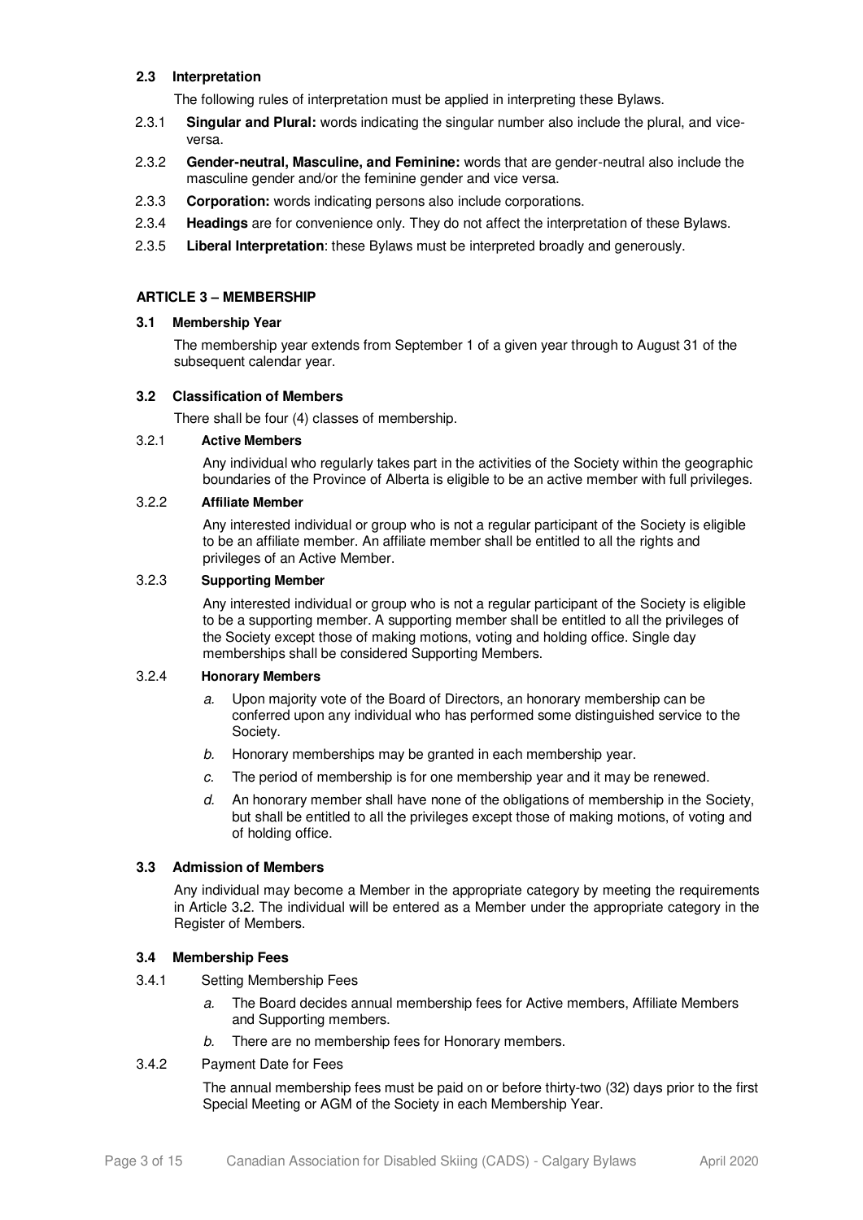### 2.3 Interpretation

The following rules of interpretation must be applied in interpreting these Bylaws.

2.3.1 **Singular and Plural:** words indicating the singular number also include the plural, and vice-versa.

2.3.2 **Gender-neutral, Masculine, and Feminine:** words that are gender-neutral also include the masculine gender and/or the feminine gender and vice versa.

2.3.3 **Corporation:** words indicating persons also include corporations.

2.3.4 **Headings** are for convenience only. They do not affect the interpretation of these Bylaws.

2.3.5 **Liberal Interpretation**: these Bylaws must be interpreted broadly and generously.

## ARTICLE 3 – MEMBERSHIP

### 3.1 Membership Year

The membership year extends from September 1 of a given year through to August 31 of the subsequent calendar year.

### 3.2 Classification of Members

There shall be four (4) classes of membership.

#### 3.2.1 Active Members

Any individual who regularly takes part in the activities of the Society within the geographic boundaries of the Province of Alberta is eligible to be an active member with full privileges.

#### 3.2.2 Affiliate Member

Any interested individual or group who is not a regular participant of the Society is eligible to be an affiliate member. An affiliate member shall be entitled to all the rights and privileges of an Active Member.

#### 3.2.3 Supporting Member

Any interested individual or group who is not a regular participant of the Society is eligible to be a supporting member. A supporting member shall be entitled to all the privileges of the Society except those of making motions, voting and holding office. Single day memberships shall be considered Supporting Members.

#### 3.2.4 Honorary Members

*a.* Upon majority vote of the Board of Directors, an honorary membership can be conferred upon any individual who has performed some distinguished service to the Society.

*b.* Honorary memberships may be granted in each membership year.

*c.* The period of membership is for one membership year and it may be renewed.

*d.* An honorary member shall have none of the obligations of membership in the Society, but shall be entitled to all the privileges except those of making motions, of voting and of holding office.

### 3.3 Admission of Members

Any individual may become a Member in the appropriate category by meeting the requirements in Article 3.2. The individual will be entered as a Member under the appropriate category in the Register of Members.

### 3.4 Membership Fees

3.4.1 Setting Membership Fees

*a.* The Board decides annual membership fees for Active members, Affiliate Members and Supporting members.

*b.* There are no membership fees for Honorary members.

3.4.2 Payment Date for Fees

The annual membership fees must be paid on or before thirty-two (32) days prior to the first Special Meeting or AGM of the Society in each Membership Year.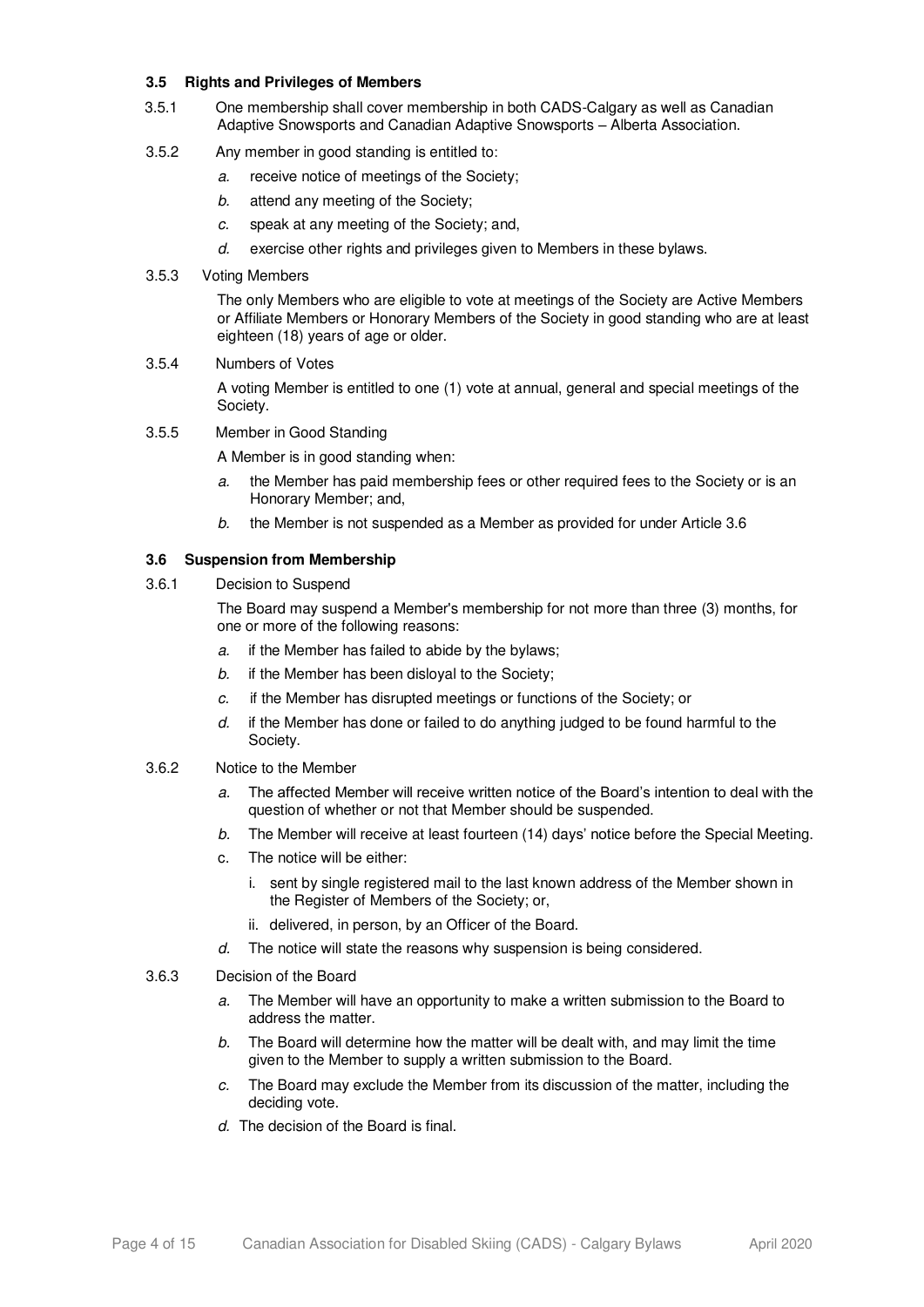### 3.5 Rights and Privileges of Members

3.5.1 One membership shall cover membership in both CADS-Calgary as well as Canadian Adaptive Snowsports and Canadian Adaptive Snowsports – Alberta Association.

3.5.2 Any member in good standing is entitled to:

- *a.* receive notice of meetings of the Society;
- *b.* attend any meeting of the Society;
- *c.* speak at any meeting of the Society; and,
- *d.* exercise other rights and privileges given to Members in these bylaws.

3.5.3 Voting Members

The only Members who are eligible to vote at meetings of the Society are Active Members or Affiliate Members or Honorary Members of the Society in good standing who are at least eighteen (18) years of age or older.

3.5.4 Numbers of Votes

A voting Member is entitled to one (1) vote at annual, general and special meetings of the Society.

3.5.5 Member in Good Standing

A Member is in good standing when:

- *a.* the Member has paid membership fees or other required fees to the Society or is an Honorary Member; and,
- *b.* the Member is not suspended as a Member as provided for under Article 3.6

### 3.6 Suspension from Membership

3.6.1 Decision to Suspend

The Board may suspend a Member's membership for not more than three (3) months, for one or more of the following reasons:

- *a.* if the Member has failed to abide by the bylaws;
- *b.* if the Member has been disloyal to the Society;
- *c.* if the Member has disrupted meetings or functions of the Society; or
- *d.* if the Member has done or failed to do anything judged to be found harmful to the Society.

3.6.2 Notice to the Member

- *a.* The affected Member will receive written notice of the Board's intention to deal with the question of whether or not that Member should be suspended.
- *b.* The Member will receive at least fourteen (14) days' notice before the Special Meeting.
- c. The notice will be either:
  - i. sent by single registered mail to the last known address of the Member shown in the Register of Members of the Society; or,
  - ii. delivered, in person, by an Officer of the Board.
- *d.* The notice will state the reasons why suspension is being considered.

3.6.3 Decision of the Board

- *a.* The Member will have an opportunity to make a written submission to the Board to address the matter.
- *b.* The Board will determine how the matter will be dealt with, and may limit the time given to the Member to supply a written submission to the Board.
- *c.* The Board may exclude the Member from its discussion of the matter, including the deciding vote.
- *d.* The decision of the Board is final.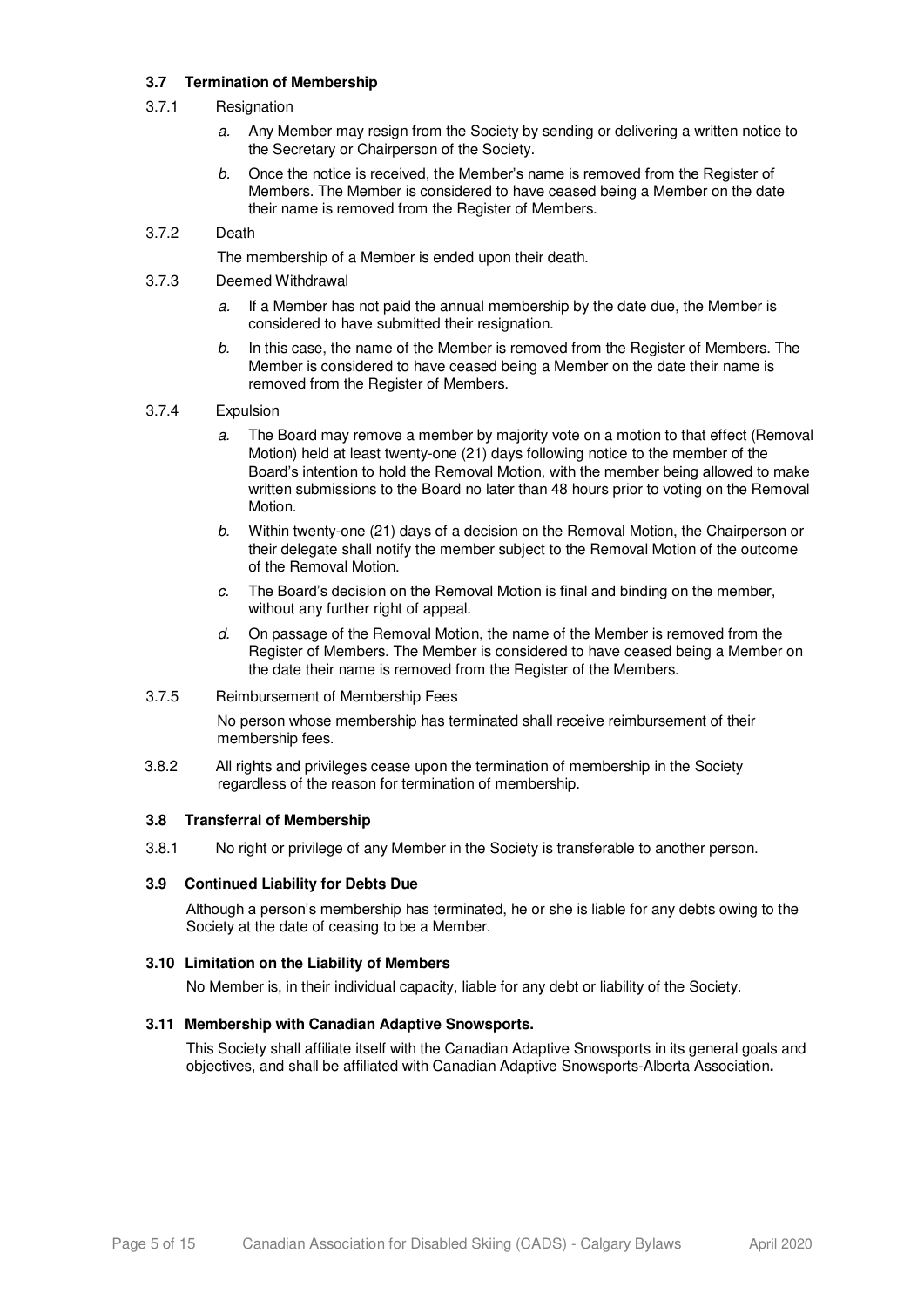### 3.7 Termination of Membership

3.7.1 Resignation

*a.* Any Member may resign from the Society by sending or delivering a written notice to the Secretary or Chairperson of the Society.

*b.* Once the notice is received, the Member's name is removed from the Register of Members. The Member is considered to have ceased being a Member on the date their name is removed from the Register of Members.

3.7.2 Death

The membership of a Member is ended upon their death.

3.7.3 Deemed Withdrawal

*a.* If a Member has not paid the annual membership by the date due, the Member is considered to have submitted their resignation.

*b.* In this case, the name of the Member is removed from the Register of Members. The Member is considered to have ceased being a Member on the date their name is removed from the Register of Members.

3.7.4 Expulsion

*a.* The Board may remove a member by majority vote on a motion to that effect (Removal Motion) held at least twenty-one (21) days following notice to the member of the Board's intention to hold the Removal Motion, with the member being allowed to make written submissions to the Board no later than 48 hours prior to voting on the Removal Motion.

*b.* Within twenty-one (21) days of a decision on the Removal Motion, the Chairperson or their delegate shall notify the member subject to the Removal Motion of the outcome of the Removal Motion.

*c.* The Board's decision on the Removal Motion is final and binding on the member, without any further right of appeal.

*d.* On passage of the Removal Motion, the name of the Member is removed from the Register of Members. The Member is considered to have ceased being a Member on the date their name is removed from the Register of the Members.

3.7.5 Reimbursement of Membership Fees

No person whose membership has terminated shall receive reimbursement of their membership fees.

3.8.2 All rights and privileges cease upon the termination of membership in the Society regardless of the reason for termination of membership.

### 3.8 Transferral of Membership

3.8.1 No right or privilege of any Member in the Society is transferable to another person.

### 3.9 Continued Liability for Debts Due

Although a person's membership has terminated, he or she is liable for any debts owing to the Society at the date of ceasing to be a Member.

### 3.10 Limitation on the Liability of Members

No Member is, in their individual capacity, liable for any debt or liability of the Society.

### 3.11 Membership with Canadian Adaptive Snowsports.

This Society shall affiliate itself with the Canadian Adaptive Snowsports in its general goals and objectives, and shall be affiliated with Canadian Adaptive Snowsports-Alberta Association**.**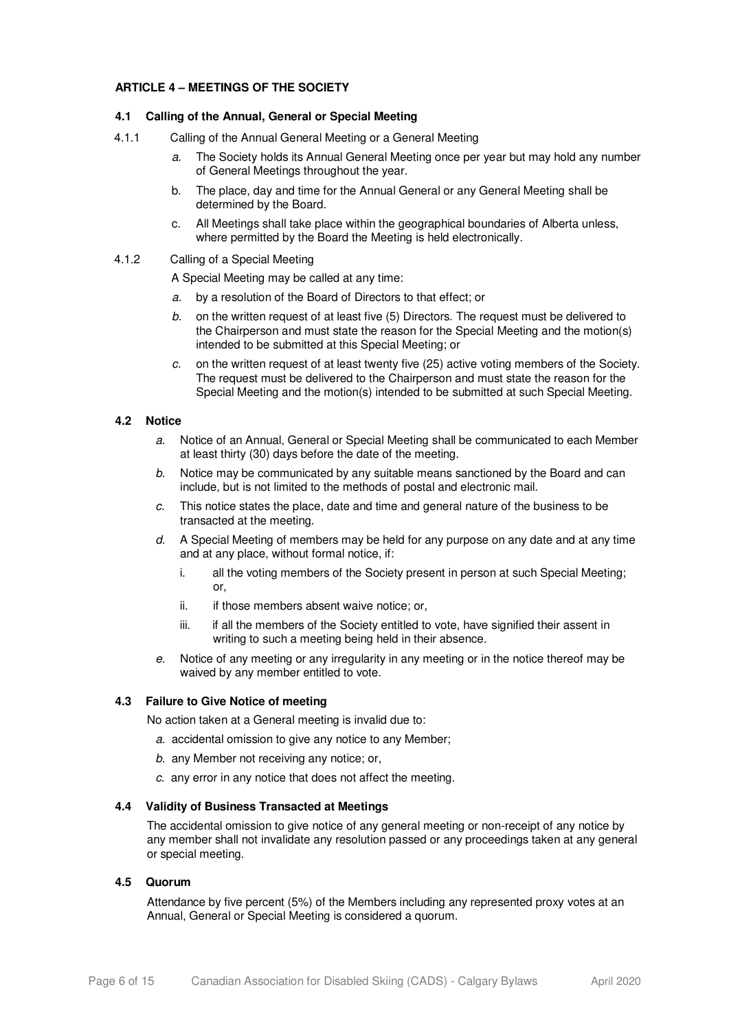**ARTICLE 4 – MEETINGS OF THE SOCIETY**

**4.1 Calling of the Annual, General or Special Meeting**

4.1.1 Calling of the Annual General Meeting or a General Meeting

*a.* The Society holds its Annual General Meeting once per year but may hold any number of General Meetings throughout the year.

b. The place, day and time for the Annual General or any General Meeting shall be determined by the Board.

c. All Meetings shall take place within the geographical boundaries of Alberta unless, where permitted by the Board the Meeting is held electronically.

4.1.2 Calling of a Special Meeting

A Special Meeting may be called at any time:

*a.* by a resolution of the Board of Directors to that effect; or

*b.* on the written request of at least five (5) Directors. The request must be delivered to the Chairperson and must state the reason for the Special Meeting and the motion(s) intended to be submitted at this Special Meeting; or

*c.* on the written request of at least twenty five (25) active voting members of the Society. The request must be delivered to the Chairperson and must state the reason for the Special Meeting and the motion(s) intended to be submitted at such Special Meeting.

**4.2 Notice**

*a.* Notice of an Annual, General or Special Meeting shall be communicated to each Member at least thirty (30) days before the date of the meeting.

*b.* Notice may be communicated by any suitable means sanctioned by the Board and can include, but is not limited to the methods of postal and electronic mail.

*c.* This notice states the place, date and time and general nature of the business to be transacted at the meeting.

*d.* A Special Meeting of members may be held for any purpose on any date and at any time and at any place, without formal notice, if:

i. all the voting members of the Society present in person at such Special Meeting; or,

ii. if those members absent waive notice; or,

iii. if all the members of the Society entitled to vote, have signified their assent in writing to such a meeting being held in their absence.

*e.* Notice of any meeting or any irregularity in any meeting or in the notice thereof may be waived by any member entitled to vote.

**4.3 Failure to Give Notice of meeting**

No action taken at a General meeting is invalid due to:

*a.* accidental omission to give any notice to any Member;

*b.* any Member not receiving any notice; or,

*c.* any error in any notice that does not affect the meeting.

**4.4 Validity of Business Transacted at Meetings**

The accidental omission to give notice of any general meeting or non-receipt of any notice by any member shall not invalidate any resolution passed or any proceedings taken at any general or special meeting.

**4.5 Quorum**

Attendance by five percent (5%) of the Members including any represented proxy votes at an Annual, General or Special Meeting is considered a quorum.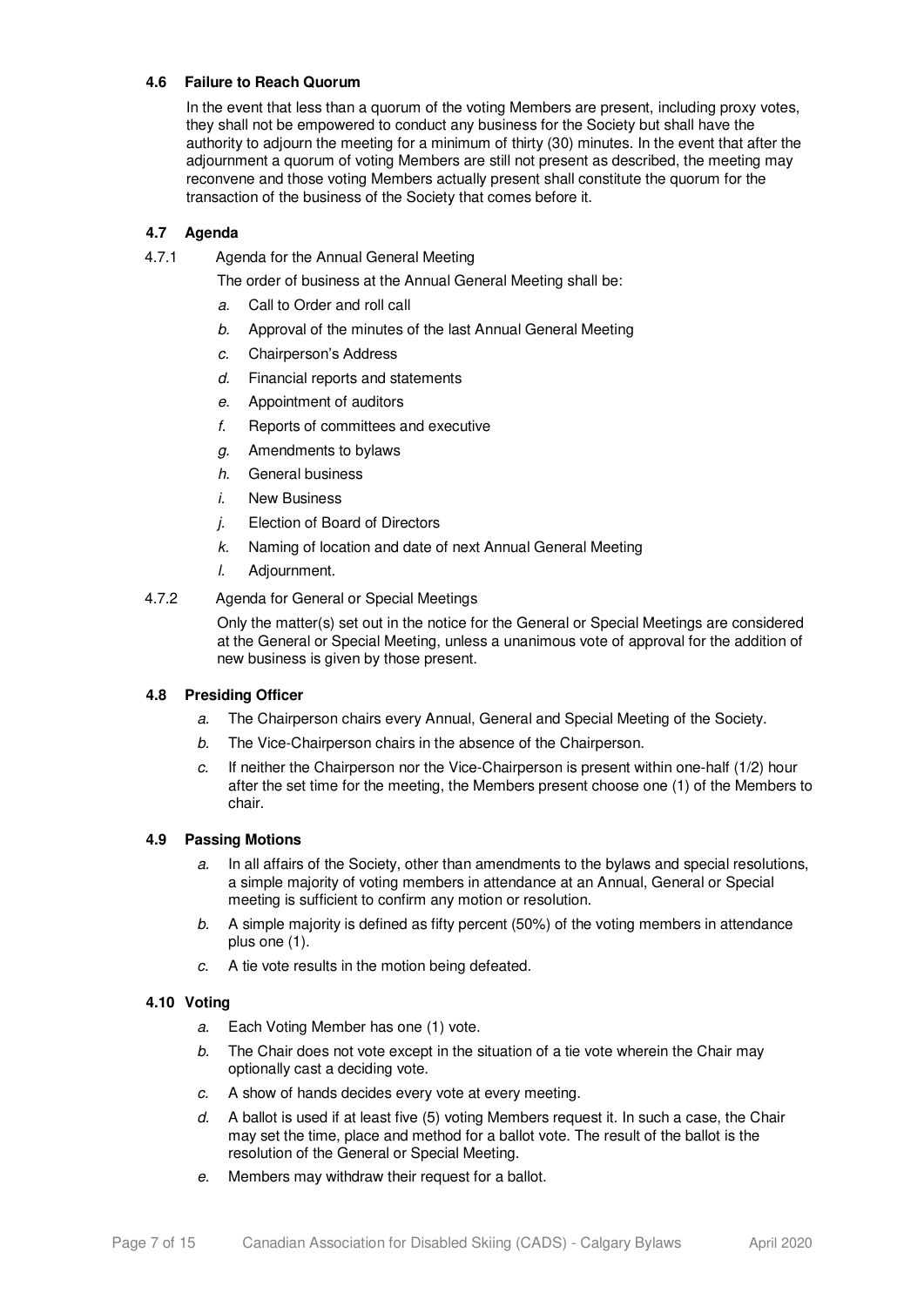### 4.6 Failure to Reach Quorum

In the event that less than a quorum of the voting Members are present, including proxy votes, they shall not be empowered to conduct any business for the Society but shall have the authority to adjourn the meeting for a minimum of thirty (30) minutes. In the event that after the adjournment a quorum of voting Members are still not present as described, the meeting may reconvene and those voting Members actually present shall constitute the quorum for the transaction of the business of the Society that comes before it.

### 4.7 Agenda

4.7.1 Agenda for the Annual General Meeting

The order of business at the Annual General Meeting shall be:

*a.* Call to Order and roll call

*b.* Approval of the minutes of the last Annual General Meeting

*c.* Chairperson's Address

*d.* Financial reports and statements

*e.* Appointment of auditors

*f.* Reports of committees and executive

*g.* Amendments to bylaws

*h.* General business

*i.* New Business

*j.* Election of Board of Directors

*k.* Naming of location and date of next Annual General Meeting

*l.* Adjournment.

4.7.2 Agenda for General or Special Meetings

Only the matter(s) set out in the notice for the General or Special Meetings are considered at the General or Special Meeting, unless a unanimous vote of approval for the addition of new business is given by those present.

### 4.8 Presiding Officer

*a.* The Chairperson chairs every Annual, General and Special Meeting of the Society.

*b.* The Vice-Chairperson chairs in the absence of the Chairperson.

*c.* If neither the Chairperson nor the Vice-Chairperson is present within one-half (1/2) hour after the set time for the meeting, the Members present choose one (1) of the Members to chair.

### 4.9 Passing Motions

*a.* In all affairs of the Society, other than amendments to the bylaws and special resolutions, a simple majority of voting members in attendance at an Annual, General or Special meeting is sufficient to confirm any motion or resolution.

*b.* A simple majority is defined as fifty percent (50%) of the voting members in attendance plus one (1).

*c.* A tie vote results in the motion being defeated.

### 4.10 Voting

*a.* Each Voting Member has one (1) vote.

*b.* The Chair does not vote except in the situation of a tie vote wherein the Chair may optionally cast a deciding vote.

*c.* A show of hands decides every vote at every meeting.

*d.* A ballot is used if at least five (5) voting Members request it. In such a case, the Chair may set the time, place and method for a ballot vote. The result of the ballot is the resolution of the General or Special Meeting.

*e.* Members may withdraw their request for a ballot.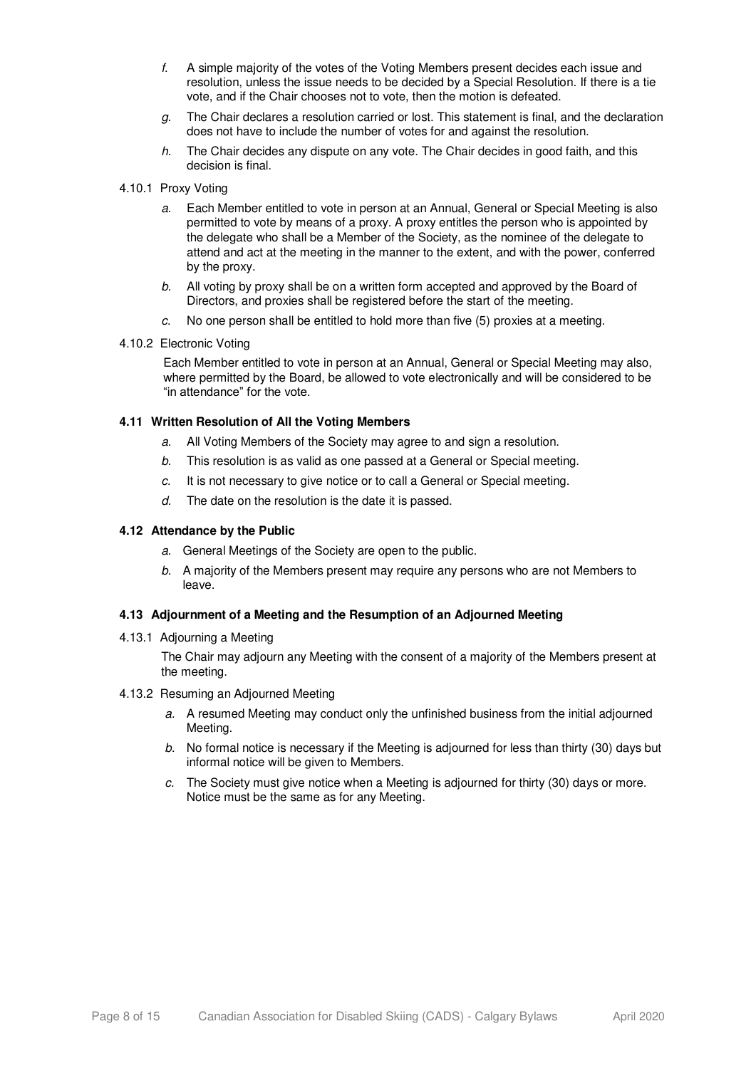*f.* A simple majority of the votes of the Voting Members present decides each issue and resolution, unless the issue needs to be decided by a Special Resolution. If there is a tie vote, and if the Chair chooses not to vote, then the motion is defeated.

*g.* The Chair declares a resolution carried or lost. This statement is final, and the declaration does not have to include the number of votes for and against the resolution.

*h.* The Chair decides any dispute on any vote. The Chair decides in good faith, and this decision is final.

4.10.1 Proxy Voting

*a.* Each Member entitled to vote in person at an Annual, General or Special Meeting is also permitted to vote by means of a proxy. A proxy entitles the person who is appointed by the delegate who shall be a Member of the Society, as the nominee of the delegate to attend and act at the meeting in the manner to the extent, and with the power, conferred by the proxy.

*b.* All voting by proxy shall be on a written form accepted and approved by the Board of Directors, and proxies shall be registered before the start of the meeting.

*c.* No one person shall be entitled to hold more than five (5) proxies at a meeting.

4.10.2 Electronic Voting

Each Member entitled to vote in person at an Annual, General or Special Meeting may also, where permitted by the Board, be allowed to vote electronically and will be considered to be "in attendance" for the vote.

**4.11 Written Resolution of All the Voting Members**

*a.* All Voting Members of the Society may agree to and sign a resolution.

*b.* This resolution is as valid as one passed at a General or Special meeting.

*c.* It is not necessary to give notice or to call a General or Special meeting.

*d.* The date on the resolution is the date it is passed.

**4.12 Attendance by the Public**

*a.* General Meetings of the Society are open to the public.

*b.* A majority of the Members present may require any persons who are not Members to leave.

**4.13 Adjournment of a Meeting and the Resumption of an Adjourned Meeting**

4.13.1 Adjourning a Meeting

The Chair may adjourn any Meeting with the consent of a majority of the Members present at the meeting.

4.13.2 Resuming an Adjourned Meeting

*a.* A resumed Meeting may conduct only the unfinished business from the initial adjourned Meeting.

*b.* No formal notice is necessary if the Meeting is adjourned for less than thirty (30) days but informal notice will be given to Members.

*c.* The Society must give notice when a Meeting is adjourned for thirty (30) days or more. Notice must be the same as for any Meeting.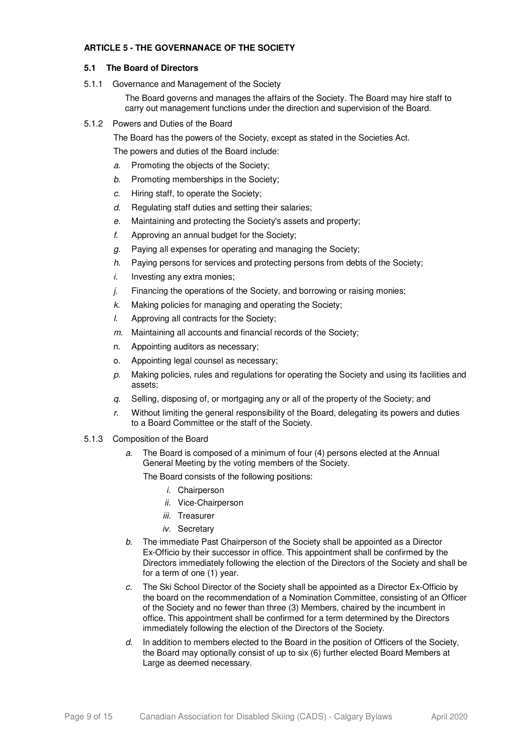**ARTICLE 5 - THE GOVERNANACE OF THE SOCIETY**

**5.1 The Board of Directors**

5.1.1 Governance and Management of the Society

The Board governs and manages the affairs of the Society. The Board may hire staff to carry out management functions under the direction and supervision of the Board.

5.1.2 Powers and Duties of the Board

The Board has the powers of the Society, except as stated in the Societies Act.

The powers and duties of the Board include:

*a.* Promoting the objects of the Society;

*b.* Promoting memberships in the Society;

*c.* Hiring staff, to operate the Society;

*d.* Regulating staff duties and setting their salaries;

*e.* Maintaining and protecting the Society's assets and property;

*f.* Approving an annual budget for the Society;

*g.* Paying all expenses for operating and managing the Society;

*h.* Paying persons for services and protecting persons from debts of the Society;

*i.* Investing any extra monies;

*j.* Financing the operations of the Society, and borrowing or raising monies;

*k.* Making policies for managing and operating the Society;

*l.* Approving all contracts for the Society;

*m.* Maintaining all accounts and financial records of the Society;

n. Appointing auditors as necessary;

o. Appointing legal counsel as necessary;

*p.* Making policies, rules and regulations for operating the Society and using its facilities and assets;

*q.* Selling, disposing of, or mortgaging any or all of the property of the Society; and

*r.* Without limiting the general responsibility of the Board, delegating its powers and duties to a Board Committee or the staff of the Society.

5.1.3 Composition of the Board

*a.* The Board is composed of a minimum of four (4) persons elected at the Annual General Meeting by the voting members of the Society.

The Board consists of the following positions:

*i.* Chairperson

*ii.* Vice-Chairperson

*iii.* Treasurer

*iv.* Secretary

*b.* The immediate Past Chairperson of the Society shall be appointed as a Director Ex-Officio by their successor in office. This appointment shall be confirmed by the Directors immediately following the election of the Directors of the Society and shall be for a term of one (1) year.

*c.* The Ski School Director of the Society shall be appointed as a Director Ex-Officio by the board on the recommendation of a Nomination Committee, consisting of an Officer of the Society and no fewer than three (3) Members, chaired by the incumbent in office. This appointment shall be confirmed for a term determined by the Directors immediately following the election of the Directors of the Society.

*d.* In addition to members elected to the Board in the position of Officers of the Society, the Board may optionally consist of up to six (6) further elected Board Members at Large as deemed necessary.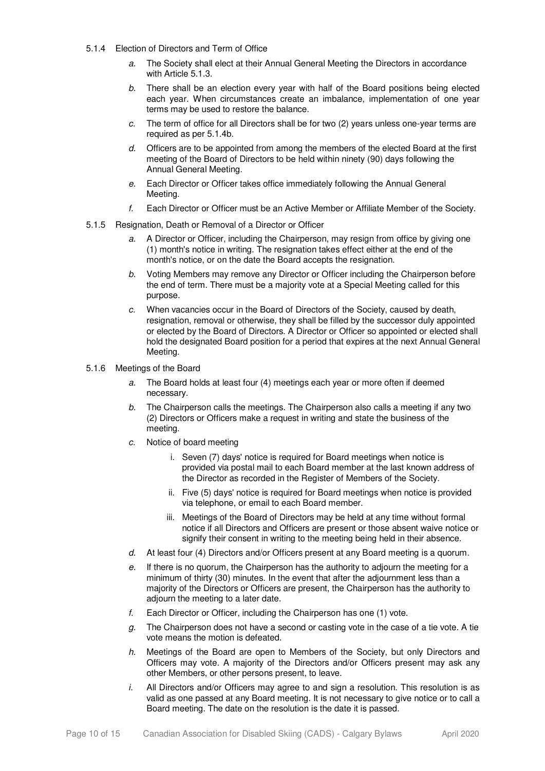5.1.4 Election of Directors and Term of Office

*a.* The Society shall elect at their Annual General Meeting the Directors in accordance with Article 5.1.3.

*b.* There shall be an election every year with half of the Board positions being elected each year. When circumstances create an imbalance, implementation of one year terms may be used to restore the balance.

*c.* The term of office for all Directors shall be for two (2) years unless one-year terms are required as per 5.1.4b.

*d.* Officers are to be appointed from among the members of the elected Board at the first meeting of the Board of Directors to be held within ninety (90) days following the Annual General Meeting.

*e.* Each Director or Officer takes office immediately following the Annual General Meeting.

*f.* Each Director or Officer must be an Active Member or Affiliate Member of the Society.

5.1.5 Resignation, Death or Removal of a Director or Officer

*a.* A Director or Officer, including the Chairperson, may resign from office by giving one (1) month's notice in writing. The resignation takes effect either at the end of the month's notice, or on the date the Board accepts the resignation.

*b.* Voting Members may remove any Director or Officer including the Chairperson before the end of term. There must be a majority vote at a Special Meeting called for this purpose.

*c.* When vacancies occur in the Board of Directors of the Society, caused by death, resignation, removal or otherwise, they shall be filled by the successor duly appointed or elected by the Board of Directors. A Director or Officer so appointed or elected shall hold the designated Board position for a period that expires at the next Annual General Meeting.

5.1.6 Meetings of the Board

*a.* The Board holds at least four (4) meetings each year or more often if deemed necessary.

*b.* The Chairperson calls the meetings. The Chairperson also calls a meeting if any two (2) Directors or Officers make a request in writing and state the business of the meeting.

*c.* Notice of board meeting

i. Seven (7) days' notice is required for Board meetings when notice is provided via postal mail to each Board member at the last known address of the Director as recorded in the Register of Members of the Society.

ii. Five (5) days' notice is required for Board meetings when notice is provided via telephone, or email to each Board member.

iii. Meetings of the Board of Directors may be held at any time without formal notice if all Directors and Officers are present or those absent waive notice or signify their consent in writing to the meeting being held in their absence.

*d.* At least four (4) Directors and/or Officers present at any Board meeting is a quorum.

*e.* If there is no quorum, the Chairperson has the authority to adjourn the meeting for a minimum of thirty (30) minutes. In the event that after the adjournment less than a majority of the Directors or Officers are present, the Chairperson has the authority to adjourn the meeting to a later date.

*f.* Each Director or Officer, including the Chairperson has one (1) vote.

*g.* The Chairperson does not have a second or casting vote in the case of a tie vote. A tie vote means the motion is defeated.

*h.* Meetings of the Board are open to Members of the Society, but only Directors and Officers may vote. A majority of the Directors and/or Officers present may ask any other Members, or other persons present, to leave.

*i.* All Directors and/or Officers may agree to and sign a resolution. This resolution is as valid as one passed at any Board meeting. It is not necessary to give notice or to call a Board meeting. The date on the resolution is the date it is passed.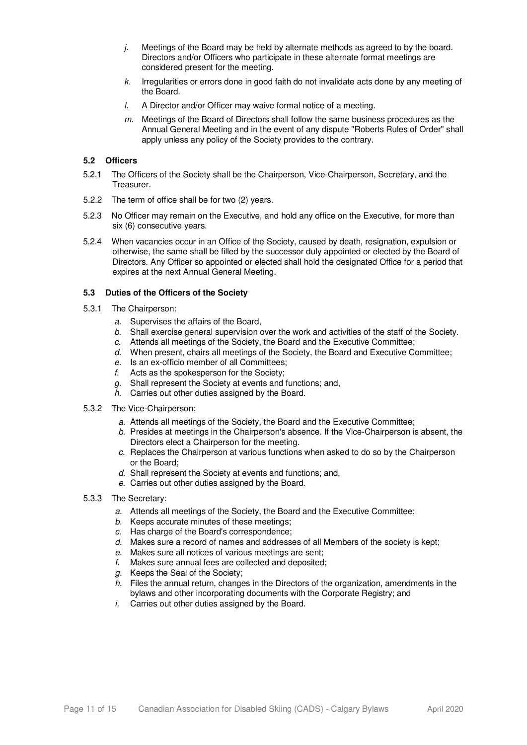j. Meetings of the Board may be held by alternate methods as agreed to by the board. Directors and/or Officers who participate in these alternate format meetings are considered present for the meeting.

k. Irregularities or errors done in good faith do not invalidate acts done by any meeting of the Board.

l. A Director and/or Officer may waive formal notice of a meeting.

m. Meetings of the Board of Directors shall follow the same business procedures as the Annual General Meeting and in the event of any dispute "Roberts Rules of Order" shall apply unless any policy of the Society provides to the contrary.

### 5.2 Officers

5.2.1 The Officers of the Society shall be the Chairperson, Vice-Chairperson, Secretary, and the Treasurer.

5.2.2 The term of office shall be for two (2) years.

5.2.3 No Officer may remain on the Executive, and hold any office on the Executive, for more than six (6) consecutive years.

5.2.4 When vacancies occur in an Office of the Society, caused by death, resignation, expulsion or otherwise, the same shall be filled by the successor duly appointed or elected by the Board of Directors. Any Officer so appointed or elected shall hold the designated Office for a period that expires at the next Annual General Meeting.

### 5.3 Duties of the Officers of the Society

5.3.1 The Chairperson:

a. Supervises the affairs of the Board,
b. Shall exercise general supervision over the work and activities of the staff of the Society.
c. Attends all meetings of the Society, the Board and the Executive Committee;
d. When present, chairs all meetings of the Society, the Board and Executive Committee;
e. Is an ex-officio member of all Committees;
f. Acts as the spokesperson for the Society;
g. Shall represent the Society at events and functions; and,
h. Carries out other duties assigned by the Board.

5.3.2 The Vice-Chairperson:

a. Attends all meetings of the Society, the Board and the Executive Committee;
b. Presides at meetings in the Chairperson's absence. If the Vice-Chairperson is absent, the Directors elect a Chairperson for the meeting.
c. Replaces the Chairperson at various functions when asked to do so by the Chairperson or the Board;
d. Shall represent the Society at events and functions; and,
e. Carries out other duties assigned by the Board.

5.3.3 The Secretary:

a. Attends all meetings of the Society, the Board and the Executive Committee;
b. Keeps accurate minutes of these meetings;
c. Has charge of the Board's correspondence;
d. Makes sure a record of names and addresses of all Members of the society is kept;
e. Makes sure all notices of various meetings are sent;
f. Makes sure annual fees are collected and deposited;
g. Keeps the Seal of the Society;
h. Files the annual return, changes in the Directors of the organization, amendments in the bylaws and other incorporating documents with the Corporate Registry; and
i. Carries out other duties assigned by the Board.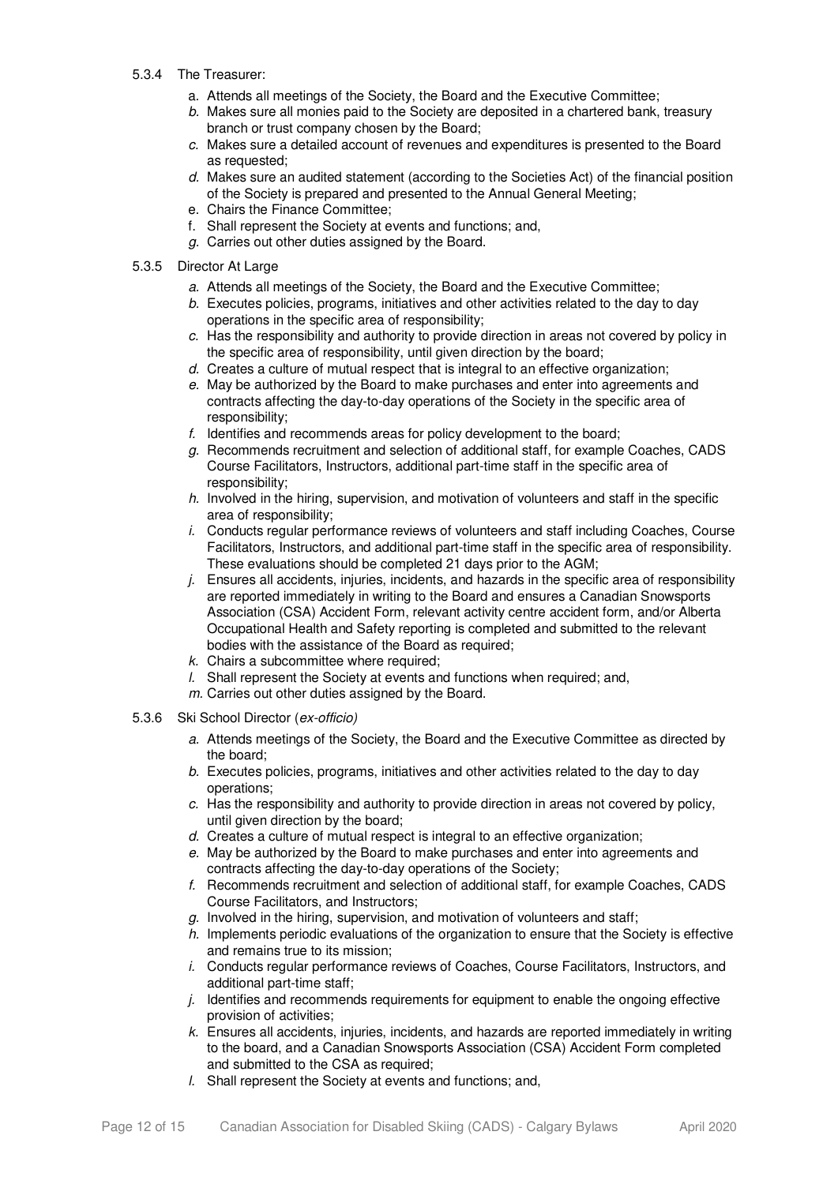5.3.4 The Treasurer:

a. Attends all meetings of the Society, the Board and the Executive Committee;
b. Makes sure all monies paid to the Society are deposited in a chartered bank, treasury branch or trust company chosen by the Board;
c. Makes sure a detailed account of revenues and expenditures is presented to the Board as requested;
d. Makes sure an audited statement (according to the Societies Act) of the financial position of the Society is prepared and presented to the Annual General Meeting;
e. Chairs the Finance Committee;
f. Shall represent the Society at events and functions; and,
g. Carries out other duties assigned by the Board.

5.3.5 Director At Large

a. Attends all meetings of the Society, the Board and the Executive Committee;
b. Executes policies, programs, initiatives and other activities related to the day to day operations in the specific area of responsibility;
c. Has the responsibility and authority to provide direction in areas not covered by policy in the specific area of responsibility, until given direction by the board;
d. Creates a culture of mutual respect that is integral to an effective organization;
e. May be authorized by the Board to make purchases and enter into agreements and contracts affecting the day-to-day operations of the Society in the specific area of responsibility;
f. Identifies and recommends areas for policy development to the board;
g. Recommends recruitment and selection of additional staff, for example Coaches, CADS Course Facilitators, Instructors, additional part-time staff in the specific area of responsibility;
h. Involved in the hiring, supervision, and motivation of volunteers and staff in the specific area of responsibility;
i. Conducts regular performance reviews of volunteers and staff including Coaches, Course Facilitators, Instructors, and additional part-time staff in the specific area of responsibility. These evaluations should be completed 21 days prior to the AGM;
j. Ensures all accidents, injuries, incidents, and hazards in the specific area of responsibility are reported immediately in writing to the Board and ensures a Canadian Snowsports Association (CSA) Accident Form, relevant activity centre accident form, and/or Alberta Occupational Health and Safety reporting is completed and submitted to the relevant bodies with the assistance of the Board as required;
k. Chairs a subcommittee where required;
l. Shall represent the Society at events and functions when required; and,
m. Carries out other duties assigned by the Board.

5.3.6 Ski School Director (*ex-officio*)

a. Attends meetings of the Society, the Board and the Executive Committee as directed by the board;
b. Executes policies, programs, initiatives and other activities related to the day to day operations;
c. Has the responsibility and authority to provide direction in areas not covered by policy, until given direction by the board;
d. Creates a culture of mutual respect is integral to an effective organization;
e. May be authorized by the Board to make purchases and enter into agreements and contracts affecting the day-to-day operations of the Society;
f. Recommends recruitment and selection of additional staff, for example Coaches, CADS Course Facilitators, and Instructors;
g. Involved in the hiring, supervision, and motivation of volunteers and staff;
h. Implements periodic evaluations of the organization to ensure that the Society is effective and remains true to its mission;
i. Conducts regular performance reviews of Coaches, Course Facilitators, Instructors, and additional part-time staff;
j. Identifies and recommends requirements for equipment to enable the ongoing effective provision of activities;
k. Ensures all accidents, injuries, incidents, and hazards are reported immediately in writing to the board, and a Canadian Snowsports Association (CSA) Accident Form completed and submitted to the CSA as required;
l. Shall represent the Society at events and functions; and,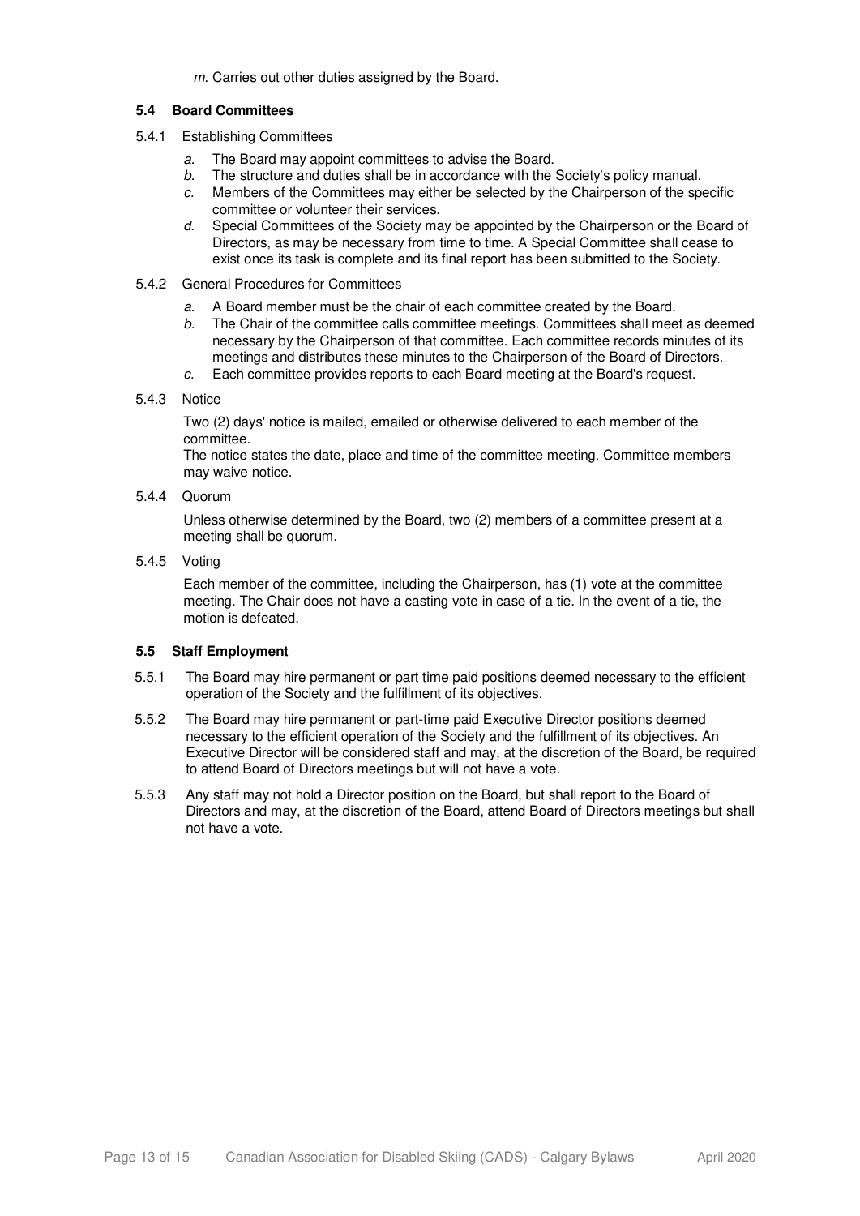*m.* Carries out other duties assigned by the Board.

### 5.4 Board Committees

5.4.1 Establishing Committees

- *a.* The Board may appoint committees to advise the Board.
- *b.* The structure and duties shall be in accordance with the Society's policy manual.
- *c.* Members of the Committees may either be selected by the Chairperson of the specific committee or volunteer their services.
- *d.* Special Committees of the Society may be appointed by the Chairperson or the Board of Directors, as may be necessary from time to time. A Special Committee shall cease to exist once its task is complete and its final report has been submitted to the Society.

5.4.2 General Procedures for Committees

- *a.* A Board member must be the chair of each committee created by the Board.
- *b.* The Chair of the committee calls committee meetings. Committees shall meet as deemed necessary by the Chairperson of that committee. Each committee records minutes of its meetings and distributes these minutes to the Chairperson of the Board of Directors.
- *c.* Each committee provides reports to each Board meeting at the Board's request.

5.4.3 Notice

Two (2) days' notice is mailed, emailed or otherwise delivered to each member of the committee.
The notice states the date, place and time of the committee meeting. Committee members may waive notice.

5.4.4 Quorum

Unless otherwise determined by the Board, two (2) members of a committee present at a meeting shall be quorum.

5.4.5 Voting

Each member of the committee, including the Chairperson, has (1) vote at the committee meeting. The Chair does not have a casting vote in case of a tie. In the event of a tie, the motion is defeated.

### 5.5 Staff Employment

5.5.1 The Board may hire permanent or part time paid positions deemed necessary to the efficient operation of the Society and the fulfillment of its objectives.

5.5.2 The Board may hire permanent or part-time paid Executive Director positions deemed necessary to the efficient operation of the Society and the fulfillment of its objectives. An Executive Director will be considered staff and may, at the discretion of the Board, be required to attend Board of Directors meetings but will not have a vote.

5.5.3 Any staff may not hold a Director position on the Board, but shall report to the Board of Directors and may, at the discretion of the Board, attend Board of Directors meetings but shall not have a vote.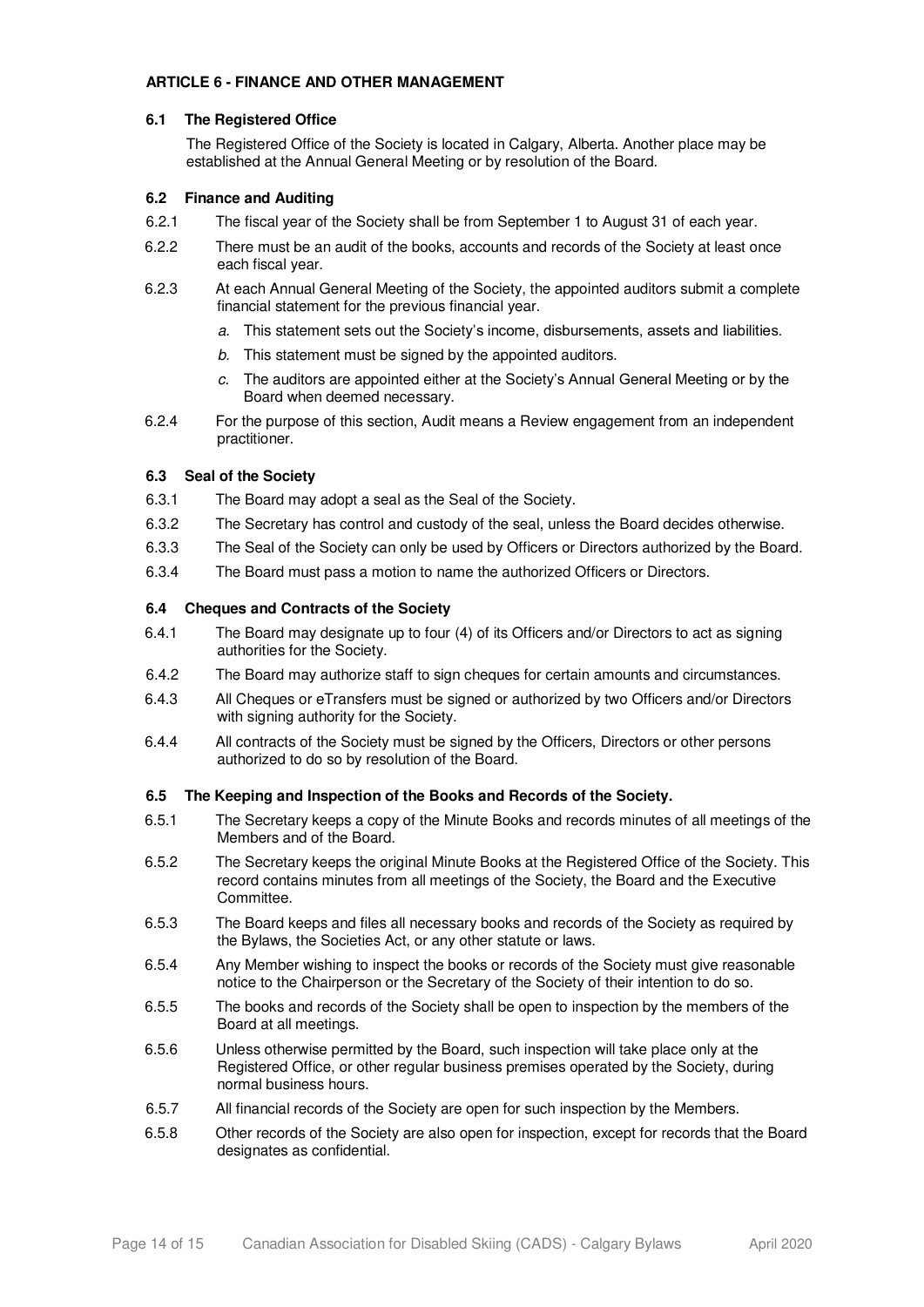## ARTICLE 6 - FINANCE AND OTHER MANAGEMENT

### 6.1 The Registered Office

The Registered Office of the Society is located in Calgary, Alberta. Another place may be established at the Annual General Meeting or by resolution of the Board.

### 6.2 Finance and Auditing

6.2.1 The fiscal year of the Society shall be from September 1 to August 31 of each year.

6.2.2 There must be an audit of the books, accounts and records of the Society at least once each fiscal year.

6.2.3 At each Annual General Meeting of the Society, the appointed auditors submit a complete financial statement for the previous financial year.

- *a.* This statement sets out the Society's income, disbursements, assets and liabilities.
- *b.* This statement must be signed by the appointed auditors.
- *c.* The auditors are appointed either at the Society's Annual General Meeting or by the Board when deemed necessary.

6.2.4 For the purpose of this section, Audit means a Review engagement from an independent practitioner.

### 6.3 Seal of the Society

6.3.1 The Board may adopt a seal as the Seal of the Society.

6.3.2 The Secretary has control and custody of the seal, unless the Board decides otherwise.

6.3.3 The Seal of the Society can only be used by Officers or Directors authorized by the Board.

6.3.4 The Board must pass a motion to name the authorized Officers or Directors.

### 6.4 Cheques and Contracts of the Society

6.4.1 The Board may designate up to four (4) of its Officers and/or Directors to act as signing authorities for the Society.

6.4.2 The Board may authorize staff to sign cheques for certain amounts and circumstances.

6.4.3 All Cheques or eTransfers must be signed or authorized by two Officers and/or Directors with signing authority for the Society.

6.4.4 All contracts of the Society must be signed by the Officers, Directors or other persons authorized to do so by resolution of the Board.

### 6.5 The Keeping and Inspection of the Books and Records of the Society.

6.5.1 The Secretary keeps a copy of the Minute Books and records minutes of all meetings of the Members and of the Board.

6.5.2 The Secretary keeps the original Minute Books at the Registered Office of the Society. This record contains minutes from all meetings of the Society, the Board and the Executive Committee.

6.5.3 The Board keeps and files all necessary books and records of the Society as required by the Bylaws, the Societies Act, or any other statute or laws.

6.5.4 Any Member wishing to inspect the books or records of the Society must give reasonable notice to the Chairperson or the Secretary of the Society of their intention to do so.

6.5.5 The books and records of the Society shall be open to inspection by the members of the Board at all meetings.

6.5.6 Unless otherwise permitted by the Board, such inspection will take place only at the Registered Office, or other regular business premises operated by the Society, during normal business hours.

6.5.7 All financial records of the Society are open for such inspection by the Members.

6.5.8 Other records of the Society are also open for inspection, except for records that the Board designates as confidential.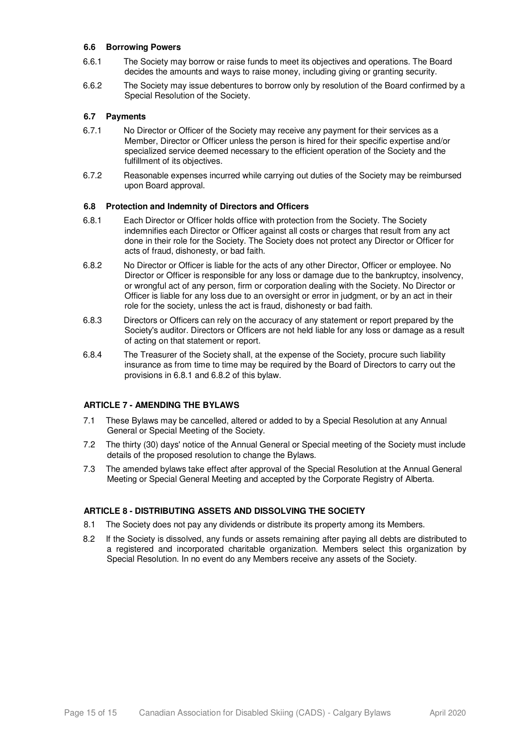### 6.6 Borrowing Powers

6.6.1 The Society may borrow or raise funds to meet its objectives and operations. The Board decides the amounts and ways to raise money, including giving or granting security.

6.6.2 The Society may issue debentures to borrow only by resolution of the Board confirmed by a Special Resolution of the Society.

### 6.7 Payments

6.7.1 No Director or Officer of the Society may receive any payment for their services as a Member, Director or Officer unless the person is hired for their specific expertise and/or specialized service deemed necessary to the efficient operation of the Society and the fulfillment of its objectives.

6.7.2 Reasonable expenses incurred while carrying out duties of the Society may be reimbursed upon Board approval.

### 6.8 Protection and Indemnity of Directors and Officers

6.8.1 Each Director or Officer holds office with protection from the Society. The Society indemnifies each Director or Officer against all costs or charges that result from any act done in their role for the Society. The Society does not protect any Director or Officer for acts of fraud, dishonesty, or bad faith.

6.8.2 No Director or Officer is liable for the acts of any other Director, Officer or employee. No Director or Officer is responsible for any loss or damage due to the bankruptcy, insolvency, or wrongful act of any person, firm or corporation dealing with the Society. No Director or Officer is liable for any loss due to an oversight or error in judgment, or by an act in their role for the society, unless the act is fraud, dishonesty or bad faith.

6.8.3 Directors or Officers can rely on the accuracy of any statement or report prepared by the Society's auditor. Directors or Officers are not held liable for any loss or damage as a result of acting on that statement or report.

6.8.4 The Treasurer of the Society shall, at the expense of the Society, procure such liability insurance as from time to time may be required by the Board of Directors to carry out the provisions in 6.8.1 and 6.8.2 of this bylaw.

## ARTICLE 7 - AMENDING THE BYLAWS

7.1 These Bylaws may be cancelled, altered or added to by a Special Resolution at any Annual General or Special Meeting of the Society.

7.2 The thirty (30) days' notice of the Annual General or Special meeting of the Society must include details of the proposed resolution to change the Bylaws.

7.3 The amended bylaws take effect after approval of the Special Resolution at the Annual General Meeting or Special General Meeting and accepted by the Corporate Registry of Alberta.

## ARTICLE 8 - DISTRIBUTING ASSETS AND DISSOLVING THE SOCIETY

8.1 The Society does not pay any dividends or distribute its property among its Members.

8.2 If the Society is dissolved, any funds or assets remaining after paying all debts are distributed to a registered and incorporated charitable organization. Members select this organization by Special Resolution. In no event do any Members receive any assets of the Society.